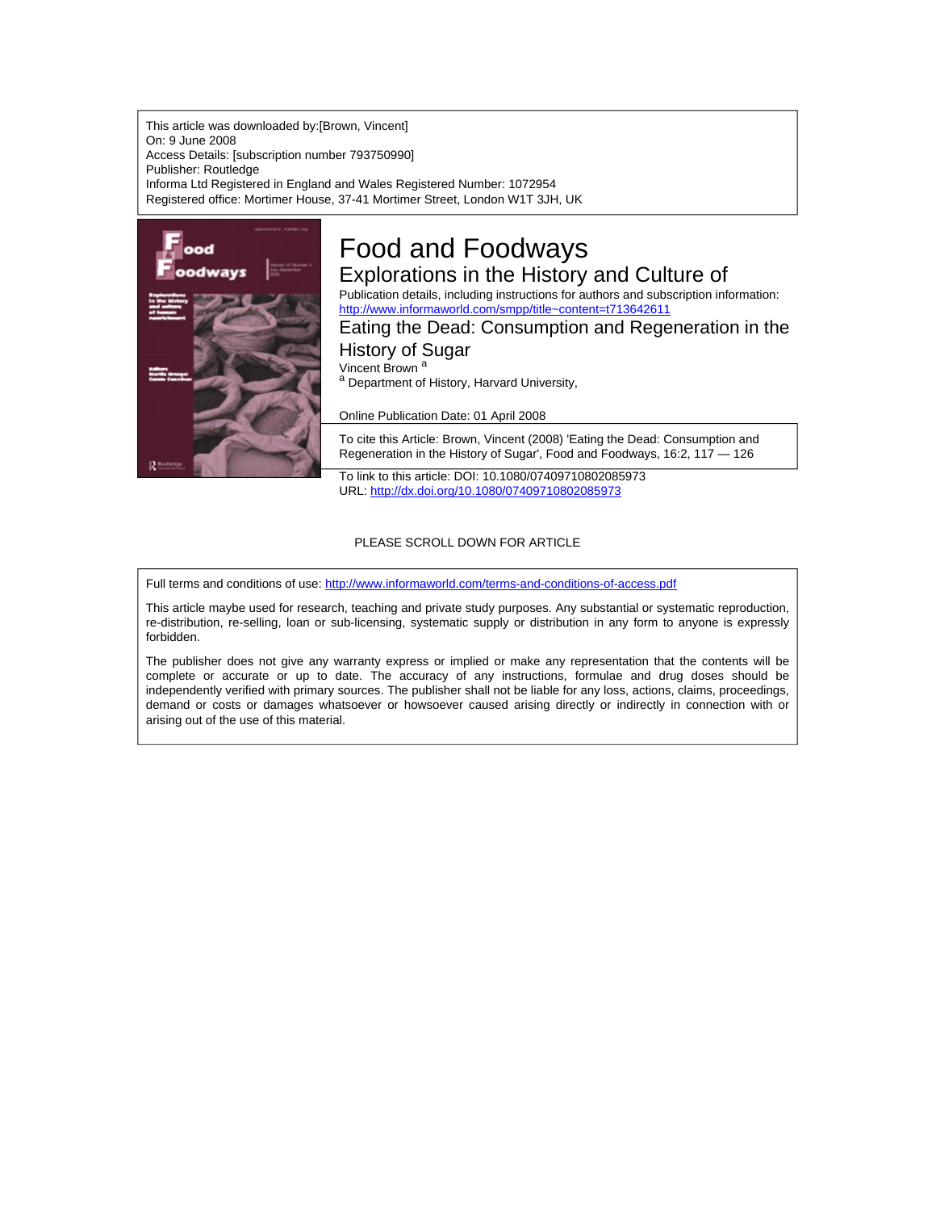This article was downloaded by:[Brown, Vincent]
On: 9 June 2008
Access Details: [subscription number 793750990]
Publisher: Routledge
Informa Ltd Registered in England and Wales Registered Number: 1072954
Registered office: Mortimer House, 37-41 Mortimer Street, London W1T 3JH, UK

# Food and Foodways

## Explorations in the History and Culture of

Publication details, including instructions for authors and subscription information:
http://www.informaworld.com/smpp/title~content=t713642611

## Eating the Dead: Consumption and Regeneration in the History of Sugar

Vincent Brown [a]

[a] Department of History, Harvard University,

Online Publication Date: 01 April 2008

To cite this Article: Brown, Vincent (2008) 'Eating the Dead: Consumption and Regeneration in the History of Sugar', Food and Foodways, 16:2, 117 — 126

To link to this article: DOI: 10.1080/07409710802085973
URL: http://dx.doi.org/10.1080/07409710802085973

PLEASE SCROLL DOWN FOR ARTICLE

Full terms and conditions of use: http://www.informaworld.com/terms-and-conditions-of-access.pdf

This article maybe used for research, teaching and private study purposes. Any substantial or systematic reproduction, re-distribution, re-selling, loan or sub-licensing, systematic supply or distribution in any form to anyone is expressly forbidden.

The publisher does not give any warranty express or implied or make any representation that the contents will be complete or accurate or up to date. The accuracy of any instructions, formulae and drug doses should be independently verified with primary sources. The publisher shall not be liable for any loss, actions, claims, proceedings, demand or costs or damages whatsoever or howsoever caused arising directly or indirectly in connection with or arising out of the use of this material.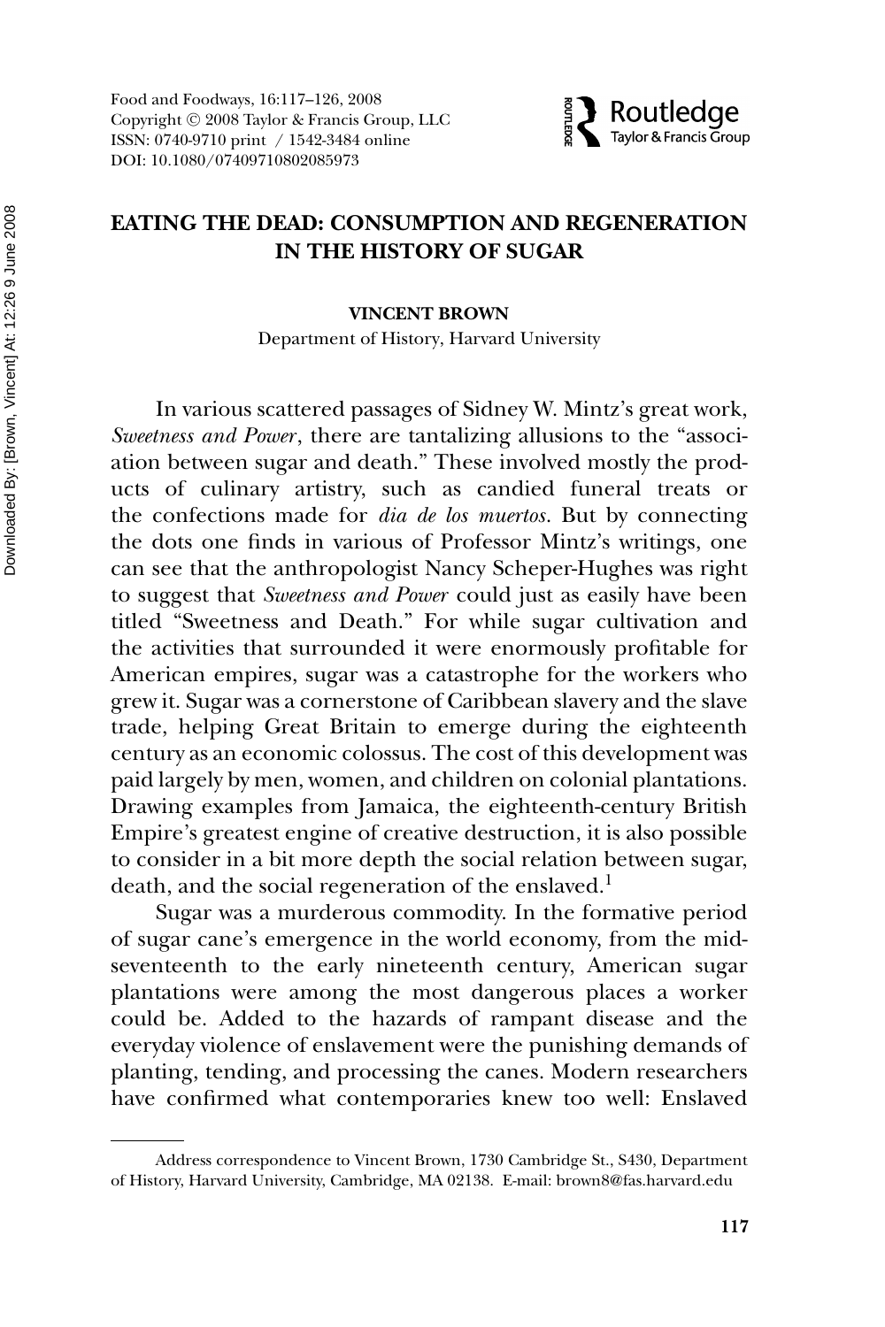# EATING THE DEAD: CONSUMPTION AND REGENERATION IN THE HISTORY OF SUGAR

**VINCENT BROWN**

Department of History, Harvard University

In various scattered passages of Sidney W. Mintz's great work, *Sweetness and Power*, there are tantalizing allusions to the "association between sugar and death." These involved mostly the products of culinary artistry, such as candied funeral treats or the confections made for *dia de los muertos*. But by connecting the dots one finds in various of Professor Mintz's writings, one can see that the anthropologist Nancy Scheper-Hughes was right to suggest that *Sweetness and Power* could just as easily have been titled "Sweetness and Death." For while sugar cultivation and the activities that surrounded it were enormously profitable for American empires, sugar was a catastrophe for the workers who grew it. Sugar was a cornerstone of Caribbean slavery and the slave trade, helping Great Britain to emerge during the eighteenth century as an economic colossus. The cost of this development was paid largely by men, women, and children on colonial plantations. Drawing examples from Jamaica, the eighteenth-century British Empire's greatest engine of creative destruction, it is also possible to consider in a bit more depth the social relation between sugar, death, and the social regeneration of the enslaved.[1]

Sugar was a murderous commodity. In the formative period of sugar cane's emergence in the world economy, from the mid-seventeenth to the early nineteenth century, American sugar plantations were among the most dangerous places a worker could be. Added to the hazards of rampant disease and the everyday violence of enslavement were the punishing demands of planting, tending, and processing the canes. Modern researchers have confirmed what contemporaries knew too well: Enslaved

---

Address correspondence to Vincent Brown, 1730 Cambridge St., S430, Department of History, Harvard University, Cambridge, MA 02138. E-mail: brown8@fas.harvard.edu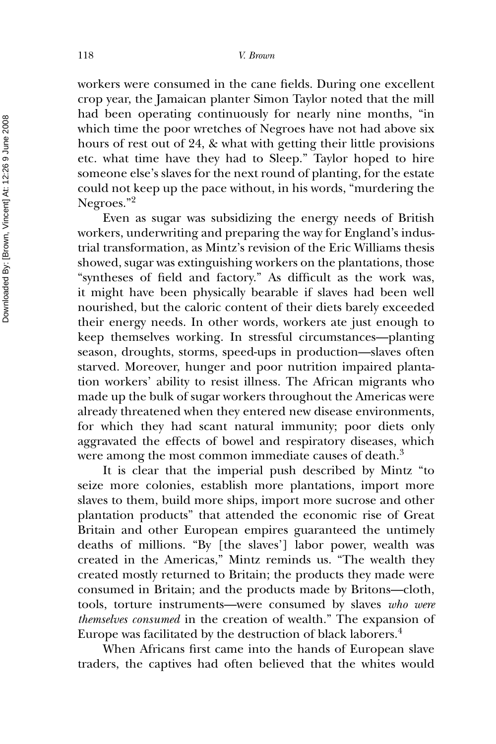workers were consumed in the cane fields. During one excellent crop year, the Jamaican planter Simon Taylor noted that the mill had been operating continuously for nearly nine months, "in which time the poor wretches of Negroes have not had above six hours of rest out of 24, & what with getting their little provisions etc. what time have they had to Sleep." Taylor hoped to hire someone else's slaves for the next round of planting, for the estate could not keep up the pace without, in his words, "murdering the Negroes."[2]

Even as sugar was subsidizing the energy needs of British workers, underwriting and preparing the way for England's industrial transformation, as Mintz's revision of the Eric Williams thesis showed, sugar was extinguishing workers on the plantations, those "syntheses of field and factory." As difficult as the work was, it might have been physically bearable if slaves had been well nourished, but the caloric content of their diets barely exceeded their energy needs. In other words, workers ate just enough to keep themselves working. In stressful circumstances—planting season, droughts, storms, speed-ups in production—slaves often starved. Moreover, hunger and poor nutrition impaired plantation workers' ability to resist illness. The African migrants who made up the bulk of sugar workers throughout the Americas were already threatened when they entered new disease environments, for which they had scant natural immunity; poor diets only aggravated the effects of bowel and respiratory diseases, which were among the most common immediate causes of death.[3]

It is clear that the imperial push described by Mintz "to seize more colonies, establish more plantations, import more slaves to them, build more ships, import more sucrose and other plantation products" that attended the economic rise of Great Britain and other European empires guaranteed the untimely deaths of millions. "By [the slaves'] labor power, wealth was created in the Americas," Mintz reminds us. "The wealth they created mostly returned to Britain; the products they made were consumed in Britain; and the products made by Britons—cloth, tools, torture instruments—were consumed by slaves *who were themselves consumed* in the creation of wealth." The expansion of Europe was facilitated by the destruction of black laborers.[4]

When Africans first came into the hands of European slave traders, the captives had often believed that the whites would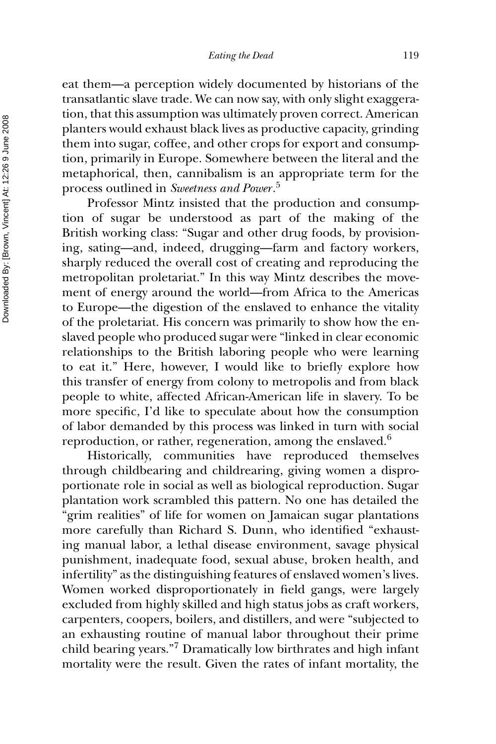eat them—a perception widely documented by historians of the transatlantic slave trade. We can now say, with only slight exaggeration, that this assumption was ultimately proven correct. American planters would exhaust black lives as productive capacity, grinding them into sugar, coffee, and other crops for export and consumption, primarily in Europe. Somewhere between the literal and the metaphorical, then, cannibalism is an appropriate term for the process outlined in *Sweetness and Power*.[5]

Professor Mintz insisted that the production and consumption of sugar be understood as part of the making of the British working class: "Sugar and other drug foods, by provisioning, sating—and, indeed, drugging—farm and factory workers, sharply reduced the overall cost of creating and reproducing the metropolitan proletariat." In this way Mintz describes the movement of energy around the world—from Africa to the Americas to Europe—the digestion of the enslaved to enhance the vitality of the proletariat. His concern was primarily to show how the enslaved people who produced sugar were "linked in clear economic relationships to the British laboring people who were learning to eat it." Here, however, I would like to briefly explore how this transfer of energy from colony to metropolis and from black people to white, affected African-American life in slavery. To be more specific, I'd like to speculate about how the consumption of labor demanded by this process was linked in turn with social reproduction, or rather, regeneration, among the enslaved.[6]

Historically, communities have reproduced themselves through childbearing and childrearing, giving women a disproportionate role in social as well as biological reproduction. Sugar plantation work scrambled this pattern. No one has detailed the "grim realities" of life for women on Jamaican sugar plantations more carefully than Richard S. Dunn, who identified "exhausting manual labor, a lethal disease environment, savage physical punishment, inadequate food, sexual abuse, broken health, and infertility" as the distinguishing features of enslaved women's lives. Women worked disproportionately in field gangs, were largely excluded from highly skilled and high status jobs as craft workers, carpenters, coopers, boilers, and distillers, and were "subjected to an exhausting routine of manual labor throughout their prime child bearing years."[7] Dramatically low birthrates and high infant mortality were the result. Given the rates of infant mortality, the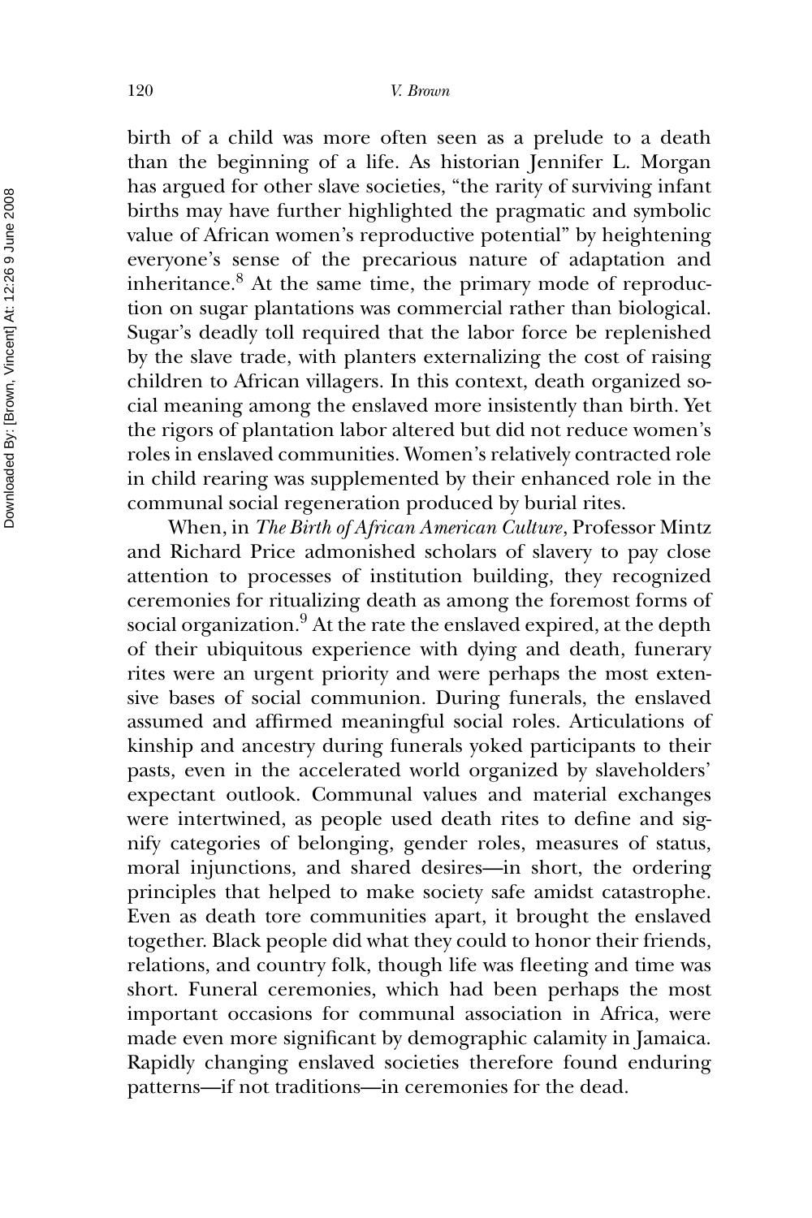birth of a child was more often seen as a prelude to a death than the beginning of a life. As historian Jennifer L. Morgan has argued for other slave societies, "the rarity of surviving infant births may have further highlighted the pragmatic and symbolic value of African women's reproductive potential" by heightening everyone's sense of the precarious nature of adaptation and inheritance.[8] At the same time, the primary mode of reproduction on sugar plantations was commercial rather than biological. Sugar's deadly toll required that the labor force be replenished by the slave trade, with planters externalizing the cost of raising children to African villagers. In this context, death organized social meaning among the enslaved more insistently than birth. Yet the rigors of plantation labor altered but did not reduce women's roles in enslaved communities. Women's relatively contracted role in child rearing was supplemented by their enhanced role in the communal social regeneration produced by burial rites.

When, in *The Birth of African American Culture*, Professor Mintz and Richard Price admonished scholars of slavery to pay close attention to processes of institution building, they recognized ceremonies for ritualizing death as among the foremost forms of social organization.[9] At the rate the enslaved expired, at the depth of their ubiquitous experience with dying and death, funerary rites were an urgent priority and were perhaps the most extensive bases of social communion. During funerals, the enslaved assumed and affirmed meaningful social roles. Articulations of kinship and ancestry during funerals yoked participants to their pasts, even in the accelerated world organized by slaveholders' expectant outlook. Communal values and material exchanges were intertwined, as people used death rites to define and signify categories of belonging, gender roles, measures of status, moral injunctions, and shared desires—in short, the ordering principles that helped to make society safe amidst catastrophe. Even as death tore communities apart, it brought the enslaved together. Black people did what they could to honor their friends, relations, and country folk, though life was fleeting and time was short. Funeral ceremonies, which had been perhaps the most important occasions for communal association in Africa, were made even more significant by demographic calamity in Jamaica. Rapidly changing enslaved societies therefore found enduring patterns—if not traditions—in ceremonies for the dead.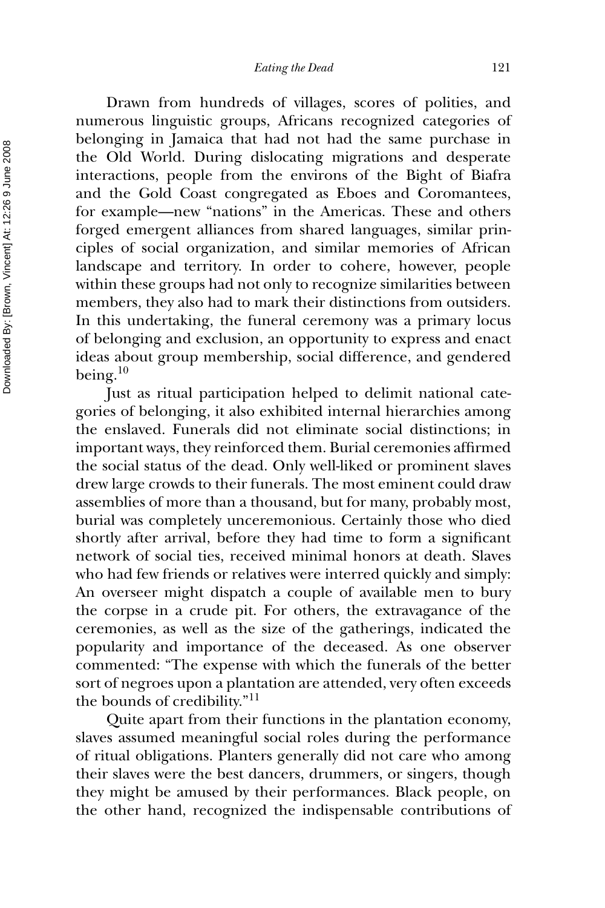Drawn from hundreds of villages, scores of polities, and numerous linguistic groups, Africans recognized categories of belonging in Jamaica that had not had the same purchase in the Old World. During dislocating migrations and desperate interactions, people from the environs of the Bight of Biafra and the Gold Coast congregated as Eboes and Coromantees, for example—new "nations" in the Americas. These and others forged emergent alliances from shared languages, similar principles of social organization, and similar memories of African landscape and territory. In order to cohere, however, people within these groups had not only to recognize similarities between members, they also had to mark their distinctions from outsiders. In this undertaking, the funeral ceremony was a primary locus of belonging and exclusion, an opportunity to express and enact ideas about group membership, social difference, and gendered being.[10]

Just as ritual participation helped to delimit national categories of belonging, it also exhibited internal hierarchies among the enslaved. Funerals did not eliminate social distinctions; in important ways, they reinforced them. Burial ceremonies affirmed the social status of the dead. Only well-liked or prominent slaves drew large crowds to their funerals. The most eminent could draw assemblies of more than a thousand, but for many, probably most, burial was completely unceremonious. Certainly those who died shortly after arrival, before they had time to form a significant network of social ties, received minimal honors at death. Slaves who had few friends or relatives were interred quickly and simply: An overseer might dispatch a couple of available men to bury the corpse in a crude pit. For others, the extravagance of the ceremonies, as well as the size of the gatherings, indicated the popularity and importance of the deceased. As one observer commented: "The expense with which the funerals of the better sort of negroes upon a plantation are attended, very often exceeds the bounds of credibility."[11]

Quite apart from their functions in the plantation economy, slaves assumed meaningful social roles during the performance of ritual obligations. Planters generally did not care who among their slaves were the best dancers, drummers, or singers, though they might be amused by their performances. Black people, on the other hand, recognized the indispensable contributions of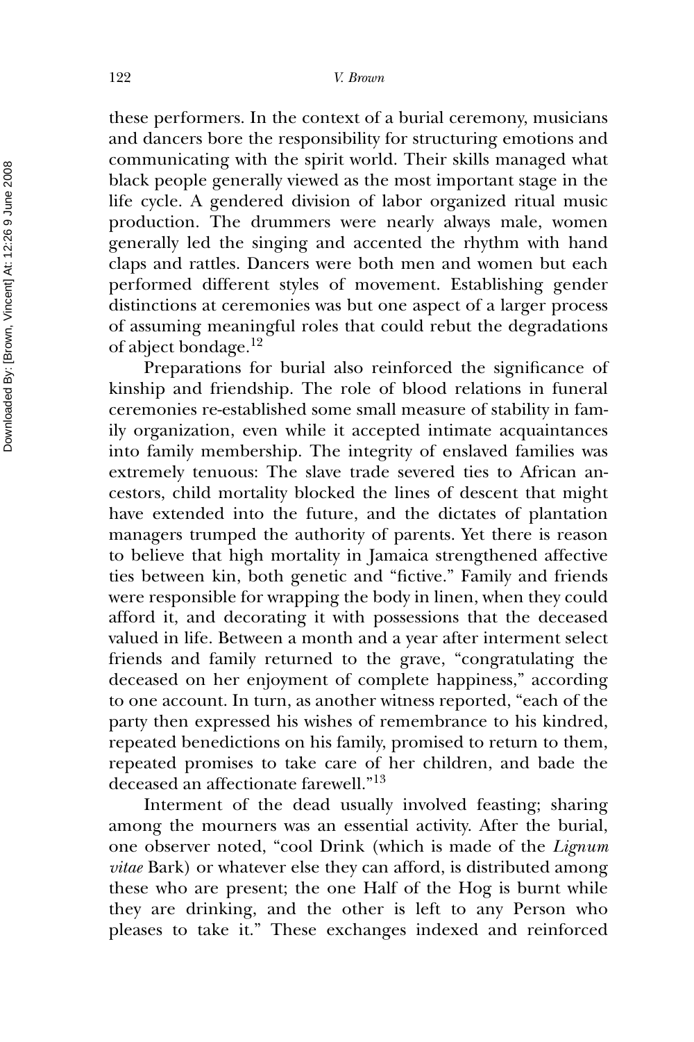these performers. In the context of a burial ceremony, musicians and dancers bore the responsibility for structuring emotions and communicating with the spirit world. Their skills managed what black people generally viewed as the most important stage in the life cycle. A gendered division of labor organized ritual music production. The drummers were nearly always male, women generally led the singing and accented the rhythm with hand claps and rattles. Dancers were both men and women but each performed different styles of movement. Establishing gender distinctions at ceremonies was but one aspect of a larger process of assuming meaningful roles that could rebut the degradations of abject bondage.[12]

Preparations for burial also reinforced the significance of kinship and friendship. The role of blood relations in funeral ceremonies re-established some small measure of stability in family organization, even while it accepted intimate acquaintances into family membership. The integrity of enslaved families was extremely tenuous: The slave trade severed ties to African ancestors, child mortality blocked the lines of descent that might have extended into the future, and the dictates of plantation managers trumped the authority of parents. Yet there is reason to believe that high mortality in Jamaica strengthened affective ties between kin, both genetic and "fictive." Family and friends were responsible for wrapping the body in linen, when they could afford it, and decorating it with possessions that the deceased valued in life. Between a month and a year after interment select friends and family returned to the grave, "congratulating the deceased on her enjoyment of complete happiness," according to one account. In turn, as another witness reported, "each of the party then expressed his wishes of remembrance to his kindred, repeated benedictions on his family, promised to return to them, repeated promises to take care of her children, and bade the deceased an affectionate farewell."[13]

Interment of the dead usually involved feasting; sharing among the mourners was an essential activity. After the burial, one observer noted, "cool Drink (which is made of the *Lignum vitae* Bark) or whatever else they can afford, is distributed among these who are present; the one Half of the Hog is burnt while they are drinking, and the other is left to any Person who pleases to take it." These exchanges indexed and reinforced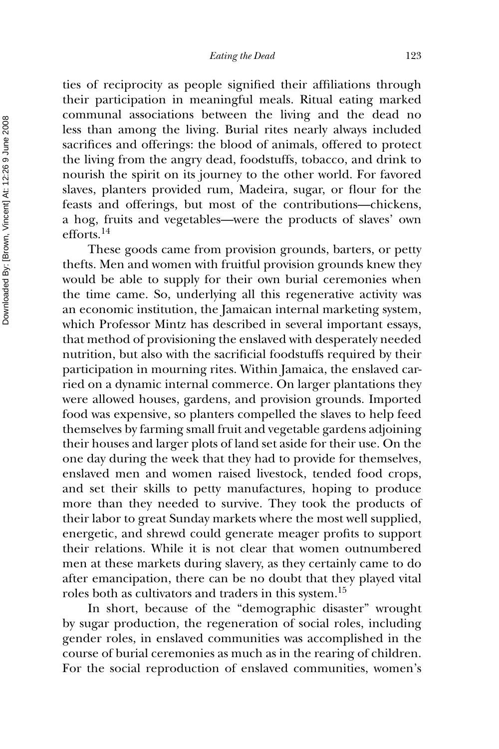ties of reciprocity as people signified their affiliations through their participation in meaningful meals. Ritual eating marked communal associations between the living and the dead no less than among the living. Burial rites nearly always included sacrifices and offerings: the blood of animals, offered to protect the living from the angry dead, foodstuffs, tobacco, and drink to nourish the spirit on its journey to the other world. For favored slaves, planters provided rum, Madeira, sugar, or flour for the feasts and offerings, but most of the contributions—chickens, a hog, fruits and vegetables—were the products of slaves' own efforts.[14]

These goods came from provision grounds, barters, or petty thefts. Men and women with fruitful provision grounds knew they would be able to supply for their own burial ceremonies when the time came. So, underlying all this regenerative activity was an economic institution, the Jamaican internal marketing system, which Professor Mintz has described in several important essays, that method of provisioning the enslaved with desperately needed nutrition, but also with the sacrificial foodstuffs required by their participation in mourning rites. Within Jamaica, the enslaved carried on a dynamic internal commerce. On larger plantations they were allowed houses, gardens, and provision grounds. Imported food was expensive, so planters compelled the slaves to help feed themselves by farming small fruit and vegetable gardens adjoining their houses and larger plots of land set aside for their use. On the one day during the week that they had to provide for themselves, enslaved men and women raised livestock, tended food crops, and set their skills to petty manufactures, hoping to produce more than they needed to survive. They took the products of their labor to great Sunday markets where the most well supplied, energetic, and shrewd could generate meager profits to support their relations. While it is not clear that women outnumbered men at these markets during slavery, as they certainly came to do after emancipation, there can be no doubt that they played vital roles both as cultivators and traders in this system.[15]

In short, because of the "demographic disaster" wrought by sugar production, the regeneration of social roles, including gender roles, in enslaved communities was accomplished in the course of burial ceremonies as much as in the rearing of children. For the social reproduction of enslaved communities, women's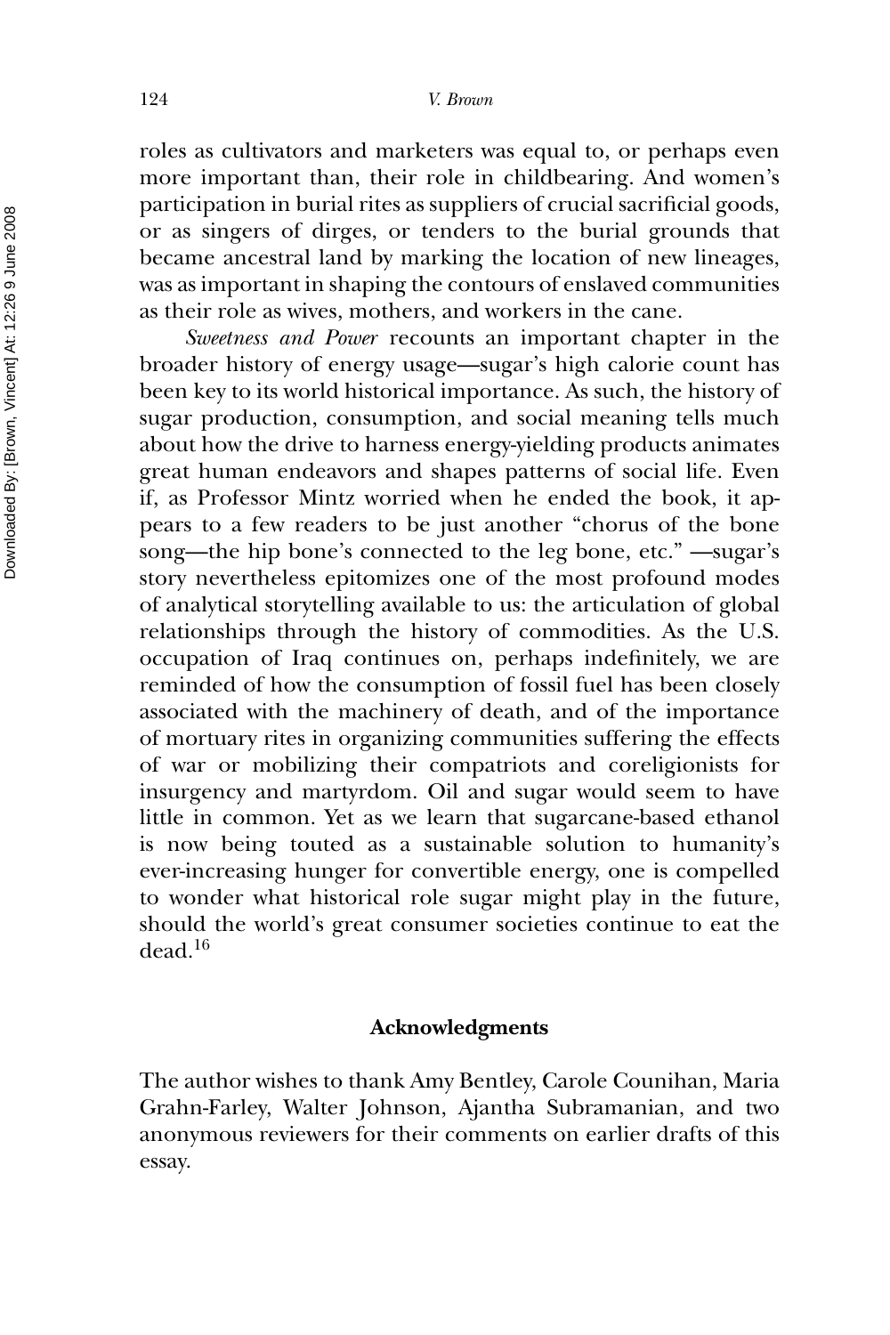roles as cultivators and marketers was equal to, or perhaps even more important than, their role in childbearing. And women's participation in burial rites as suppliers of crucial sacrificial goods, or as singers of dirges, or tenders to the burial grounds that became ancestral land by marking the location of new lineages, was as important in shaping the contours of enslaved communities as their role as wives, mothers, and workers in the cane.

*Sweetness and Power* recounts an important chapter in the broader history of energy usage—sugar's high calorie count has been key to its world historical importance. As such, the history of sugar production, consumption, and social meaning tells much about how the drive to harness energy-yielding products animates great human endeavors and shapes patterns of social life. Even if, as Professor Mintz worried when he ended the book, it appears to a few readers to be just another "chorus of the bone song—the hip bone's connected to the leg bone, etc." —sugar's story nevertheless epitomizes one of the most profound modes of analytical storytelling available to us: the articulation of global relationships through the history of commodities. As the U.S. occupation of Iraq continues on, perhaps indefinitely, we are reminded of how the consumption of fossil fuel has been closely associated with the machinery of death, and of the importance of mortuary rites in organizing communities suffering the effects of war or mobilizing their compatriots and coreligionists for insurgency and martyrdom. Oil and sugar would seem to have little in common. Yet as we learn that sugarcane-based ethanol is now being touted as a sustainable solution to humanity's ever-increasing hunger for convertible energy, one is compelled to wonder what historical role sugar might play in the future, should the world's great consumer societies continue to eat the dead.[16]

## Acknowledgments

The author wishes to thank Amy Bentley, Carole Counihan, Maria Grahn-Farley, Walter Johnson, Ajantha Subramanian, and two anonymous reviewers for their comments on earlier drafts of this essay.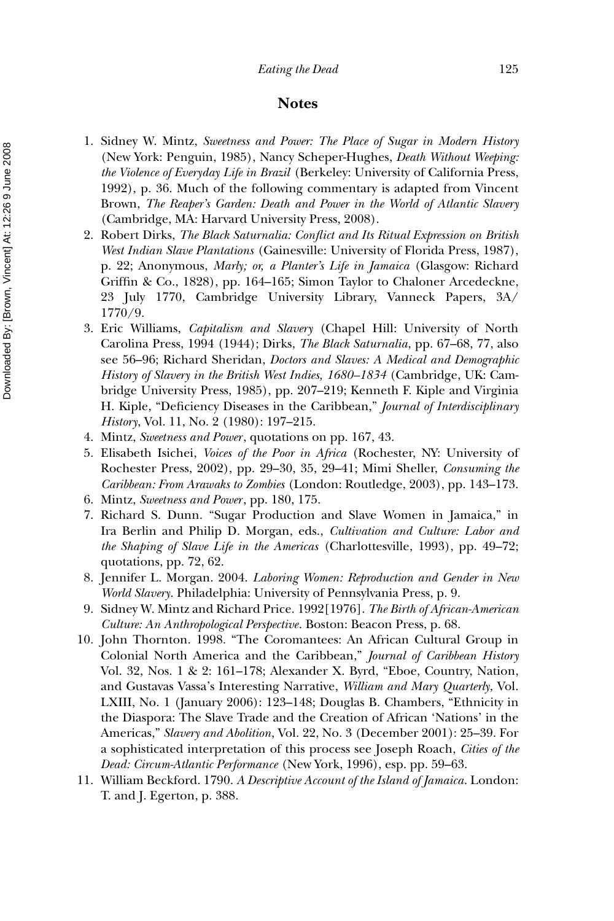## Notes

1. Sidney W. Mintz, *Sweetness and Power: The Place of Sugar in Modern History* (New York: Penguin, 1985), Nancy Scheper-Hughes, *Death Without Weeping: the Violence of Everyday Life in Brazil* (Berkeley: University of California Press, 1992), p. 36. Much of the following commentary is adapted from Vincent Brown, *The Reaper's Garden: Death and Power in the World of Atlantic Slavery* (Cambridge, MA: Harvard University Press, 2008).
2. Robert Dirks, *The Black Saturnalia: Conflict and Its Ritual Expression on British West Indian Slave Plantations* (Gainesville: University of Florida Press, 1987), p. 22; Anonymous, *Marly; or, a Planter's Life in Jamaica* (Glasgow: Richard Griffin & Co., 1828), pp. 164–165; Simon Taylor to Chaloner Arcedeckne, 23 July 1770, Cambridge University Library, Vanneck Papers, 3A/1770/9.
3. Eric Williams, *Capitalism and Slavery* (Chapel Hill: University of North Carolina Press, 1994 (1944); Dirks, *The Black Saturnalia*, pp. 67–68, 77, also see 56–96; Richard Sheridan, *Doctors and Slaves: A Medical and Demographic History of Slavery in the British West Indies, 1680–1834* (Cambridge, UK: Cambridge University Press, 1985), pp. 207–219; Kenneth F. Kiple and Virginia H. Kiple, "Deficiency Diseases in the Caribbean," *Journal of Interdisciplinary History*, Vol. 11, No. 2 (1980): 197–215.
4. Mintz, *Sweetness and Power*, quotations on pp. 167, 43.
5. Elisabeth Isichei, *Voices of the Poor in Africa* (Rochester, NY: University of Rochester Press, 2002), pp. 29–30, 35, 29–41; Mimi Sheller, *Consuming the Caribbean: From Arawaks to Zombies* (London: Routledge, 2003), pp. 143–173.
6. Mintz, *Sweetness and Power*, pp. 180, 175.
7. Richard S. Dunn. "Sugar Production and Slave Women in Jamaica," in Ira Berlin and Philip D. Morgan, eds., *Cultivation and Culture: Labor and the Shaping of Slave Life in the Americas* (Charlottesville, 1993), pp. 49–72; quotations, pp. 72, 62.
8. Jennifer L. Morgan. 2004. *Laboring Women: Reproduction and Gender in New World Slavery*. Philadelphia: University of Pennsylvania Press, p. 9.
9. Sidney W. Mintz and Richard Price. 1992[1976]. *The Birth of African-American Culture: An Anthropological Perspective*. Boston: Beacon Press, p. 68.
10. John Thornton. 1998. "The Coromantees: An African Cultural Group in Colonial North America and the Caribbean," *Journal of Caribbean History* Vol. 32, Nos. 1 & 2: 161–178; Alexander X. Byrd, "Eboe, Country, Nation, and Gustavas Vassa's Interesting Narrative, *William and Mary Quarterly*, Vol. LXIII, No. 1 (January 2006): 123–148; Douglas B. Chambers, "Ethnicity in the Diaspora: The Slave Trade and the Creation of African 'Nations' in the Americas," *Slavery and Abolition*, Vol. 22, No. 3 (December 2001): 25–39. For a sophisticated interpretation of this process see Joseph Roach, *Cities of the Dead: Circum-Atlantic Performance* (New York, 1996), esp. pp. 59–63.
11. William Beckford. 1790. *A Descriptive Account of the Island of Jamaica*. London: T. and J. Egerton, p. 388.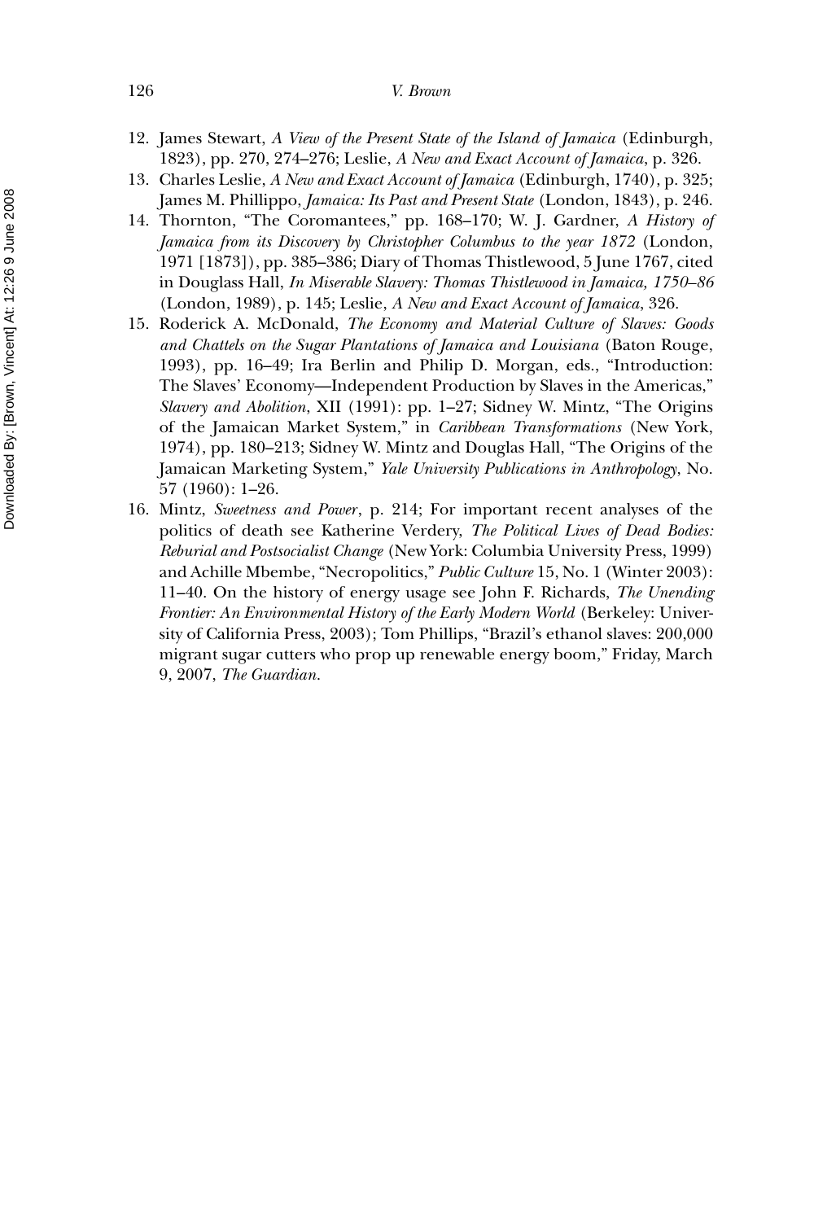12. James Stewart, *A View of the Present State of the Island of Jamaica* (Edinburgh, 1823), pp. 270, 274–276; Leslie, *A New and Exact Account of Jamaica*, p. 326.
13. Charles Leslie, *A New and Exact Account of Jamaica* (Edinburgh, 1740), p. 325; James M. Phillippo, *Jamaica: Its Past and Present State* (London, 1843), p. 246.
14. Thornton, "The Coromantees," pp. 168–170; W. J. Gardner, *A History of Jamaica from its Discovery by Christopher Columbus to the year 1872* (London, 1971 [1873]), pp. 385–386; Diary of Thomas Thistlewood, 5 June 1767, cited in Douglass Hall, *In Miserable Slavery: Thomas Thistlewood in Jamaica, 1750–86* (London, 1989), p. 145; Leslie, *A New and Exact Account of Jamaica*, 326.
15. Roderick A. McDonald, *The Economy and Material Culture of Slaves: Goods and Chattels on the Sugar Plantations of Jamaica and Louisiana* (Baton Rouge, 1993), pp. 16–49; Ira Berlin and Philip D. Morgan, eds., "Introduction: The Slaves' Economy—Independent Production by Slaves in the Americas," *Slavery and Abolition*, XII (1991): pp. 1–27; Sidney W. Mintz, "The Origins of the Jamaican Market System," in *Caribbean Transformations* (New York, 1974), pp. 180–213; Sidney W. Mintz and Douglas Hall, "The Origins of the Jamaican Marketing System," *Yale University Publications in Anthropology*, No. 57 (1960): 1–26.
16. Mintz, *Sweetness and Power*, p. 214; For important recent analyses of the politics of death see Katherine Verdery, *The Political Lives of Dead Bodies: Reburial and Postsocialist Change* (New York: Columbia University Press, 1999) and Achille Mbembe, "Necropolitics," *Public Culture* 15, No. 1 (Winter 2003): 11–40. On the history of energy usage see John F. Richards, *The Unending Frontier: An Environmental History of the Early Modern World* (Berkeley: University of California Press, 2003); Tom Phillips, "Brazil's ethanol slaves: 200,000 migrant sugar cutters who prop up renewable energy boom," Friday, March 9, 2007, *The Guardian*.